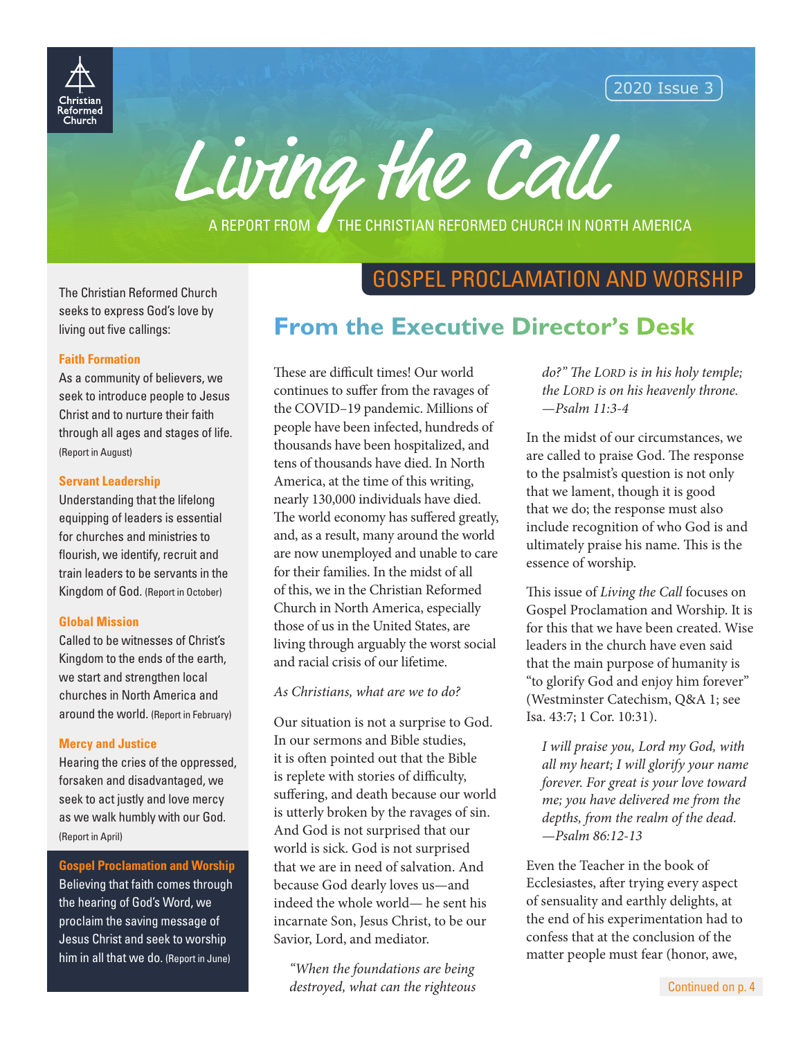Christian Reformed Church

2020 Issue 3

# Living the Call

A REPORT FROM THE CHRISTIAN REFORMED CHURCH IN NORTH AMERICA

The Christian Reformed Church seeks to express God's love by living out five callings:

**Faith Formation**
As a community of believers, we seek to introduce people to Jesus Christ and to nurture their faith through all ages and stages of life. (Report in August)

**Servant Leadership**
Understanding that the lifelong equipping of leaders is essential for churches and ministries to flourish, we identify, recruit and train leaders to be servants in the Kingdom of God. (Report in October)

**Global Mission**
Called to be witnesses of Christ's Kingdom to the ends of the earth, we start and strengthen local churches in North America and around the world. (Report in February)

**Mercy and Justice**
Hearing the cries of the oppressed, forsaken and disadvantaged, we seek to act justly and love mercy as we walk humbly with our God. (Report in April)

**Gospel Proclamation and Worship**
Believing that faith comes through the hearing of God's Word, we proclaim the saving message of Jesus Christ and seek to worship him in all that we do. (Report in June)

## GOSPEL PROCLAMATION AND WORSHIP

## From the Executive Director's Desk

These are difficult times! Our world continues to suffer from the ravages of the COVID–19 pandemic. Millions of people have been infected, hundreds of thousands have been hospitalized, and tens of thousands have died. In North America, at the time of this writing, nearly 130,000 individuals have died. The world economy has suffered greatly, and, as a result, many around the world are now unemployed and unable to care for their families. In the midst of all of this, we in the Christian Reformed Church in North America, especially those of us in the United States, are living through arguably the worst social and racial crisis of our lifetime.

*As Christians, what are we to do?*

Our situation is not a surprise to God. In our sermons and Bible studies, it is often pointed out that the Bible is replete with stories of difficulty, suffering, and death because our world is utterly broken by the ravages of sin. And God is not surprised that our world is sick. God is not surprised that we are in need of salvation. And because God dearly loves us—and indeed the whole world— he sent his incarnate Son, Jesus Christ, to be our Savior, Lord, and mediator.

> *"When the foundations are being destroyed, what can the righteous do?" The LORD is in his holy temple; the LORD is on his heavenly throne. —Psalm 11:3-4*

In the midst of our circumstances, we are called to praise God. The response to the psalmist's question is not only that we lament, though it is good that we do; the response must also include recognition of who God is and ultimately praise his name. This is the essence of worship.

This issue of *Living the Call* focuses on Gospel Proclamation and Worship. It is for this that we have been created. Wise leaders in the church have even said that the main purpose of humanity is "to glorify God and enjoy him forever" (Westminster Catechism, Q&A 1; see Isa. 43:7; 1 Cor. 10:31).

> *I will praise you, Lord my God, with all my heart; I will glorify your name forever. For great is your love toward me; you have delivered me from the depths, from the realm of the dead. —Psalm 86:12-13*

Even the Teacher in the book of Ecclesiastes, after trying every aspect of sensuality and earthly delights, at the end of his experimentation had to confess that at the conclusion of the matter people must fear (honor, awe,

Continued on p. 4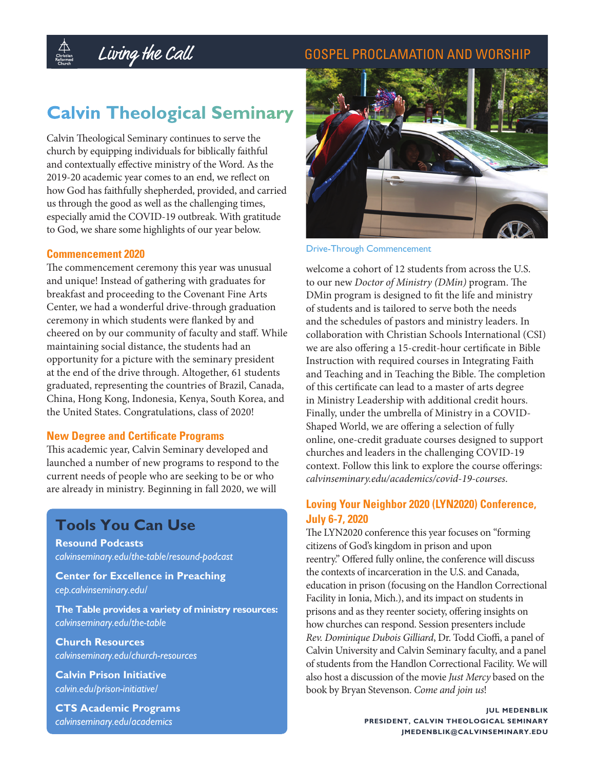# Calvin Theological Seminary

Calvin Theological Seminary continues to serve the church by equipping individuals for biblically faithful and contextually effective ministry of the Word. As the 2019-20 academic year comes to an end, we reflect on how God has faithfully shepherded, provided, and carried us through the good as well as the challenging times, especially amid the COVID-19 outbreak. With gratitude to God, we share some highlights of our year below.

### Commencement 2020

The commencement ceremony this year was unusual and unique! Instead of gathering with graduates for breakfast and proceeding to the Covenant Fine Arts Center, we had a wonderful drive-through graduation ceremony in which students were flanked by and cheered on by our community of faculty and staff. While maintaining social distance, the students had an opportunity for a picture with the seminary president at the end of the drive through. Altogether, 61 students graduated, representing the countries of Brazil, Canada, China, Hong Kong, Indonesia, Kenya, South Korea, and the United States. Congratulations, class of 2020!

Drive-Through Commencement

### New Degree and Certificate Programs

This academic year, Calvin Seminary developed and launched a number of new programs to respond to the current needs of people who are seeking to be or who are already in ministry. Beginning in fall 2020, we will welcome a cohort of 12 students from across the U.S. to our new *Doctor of Ministry (DMin)* program. The DMin program is designed to fit the life and ministry of students and is tailored to serve both the needs and the schedules of pastors and ministry leaders. In collaboration with Christian Schools International (CSI) we are also offering a 15-credit-hour certificate in Bible Instruction with required courses in Integrating Faith and Teaching and in Teaching the Bible. The completion of this certificate can lead to a master of arts degree in Ministry Leadership with additional credit hours. Finally, under the umbrella of Ministry in a COVID-Shaped World, we are offering a selection of fully online, one-credit graduate courses designed to support churches and leaders in the challenging COVID-19 context. Follow this link to explore the course offerings: *calvinseminary.edu/academics/covid-19-courses*.

### Loving Your Neighbor 2020 (LYN2020) Conference, July 6-7, 2020

The LYN2020 conference this year focuses on "forming citizens of God's kingdom in prison and upon reentry." Offered fully online, the conference will discuss the contexts of incarceration in the U.S. and Canada, education in prison (focusing on the Handlon Correctional Facility in Ionia, Mich.), and its impact on students in prisons and as they reenter society, offering insights on how churches can respond. Session presenters include *Rev. Dominique Dubois Gilliard*, Dr. Todd Cioffi, a panel of Calvin University and Calvin Seminary faculty, and a panel of students from the Handlon Correctional Facility. We will also host a discussion of the movie *Just Mercy* based on the book by Bryan Stevenson. *Come and join us*!

**JUL MEDENBLIK**
**PRESIDENT, CALVIN THEOLOGICAL SEMINARY**
**JMEDENBLIK@CALVINSEMINARY.EDU**

## Tools You Can Use

**Resound Podcasts**
*calvinseminary.edu/the-table/resound-podcast*

**Center for Excellence in Preaching**
*cep.calvinseminary.edu/*

**The Table provides a variety of ministry resources:**
*calvinseminary.edu/the-table*

**Church Resources**
*calvinseminary.edu/church-resources*

**Calvin Prison Initiative**
*calvin.edu/prison-initiative/*

**CTS Academic Programs**
*calvinseminary.edu/academics*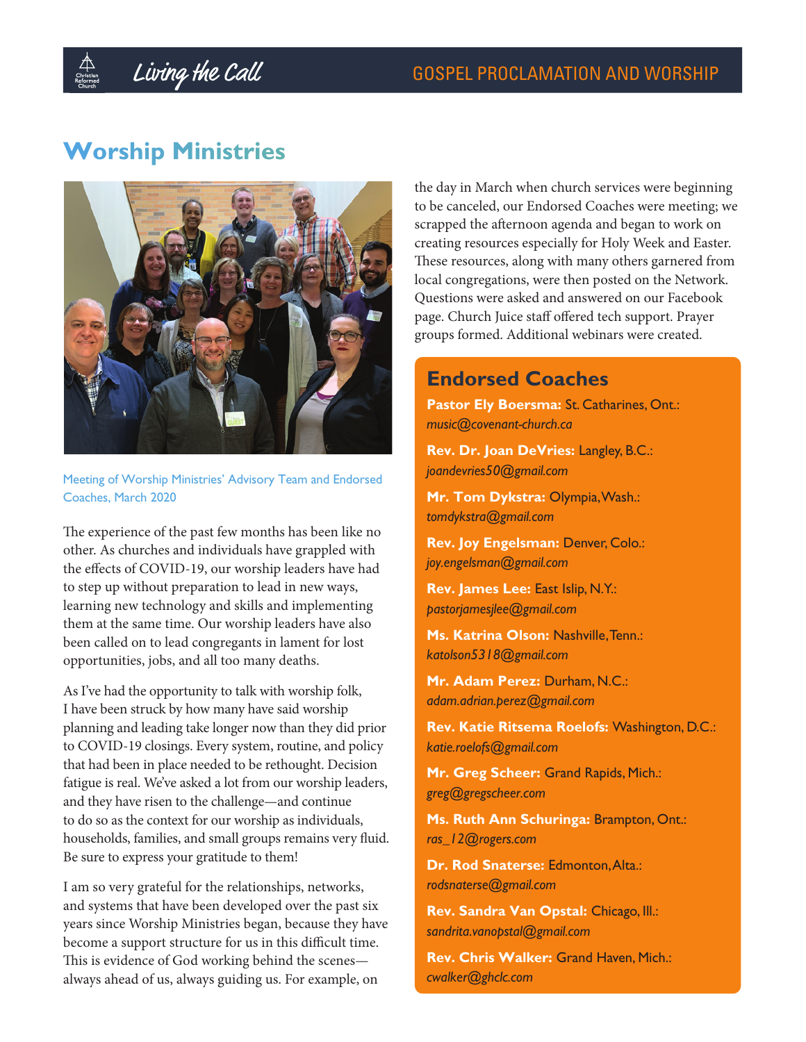# Worship Ministries

Meeting of Worship Ministries' Advisory Team and Endorsed Coaches, March 2020

The experience of the past few months has been like no other. As churches and individuals have grappled with the effects of COVID-19, our worship leaders have had to step up without preparation to lead in new ways, learning new technology and skills and implementing them at the same time. Our worship leaders have also been called on to lead congregants in lament for lost opportunities, jobs, and all too many deaths.

As I've had the opportunity to talk with worship folk, I have been struck by how many have said worship planning and leading take longer now than they did prior to COVID-19 closings. Every system, routine, and policy that had been in place needed to be rethought. Decision fatigue is real. We've asked a lot from our worship leaders, and they have risen to the challenge—and continue to do so as the context for our worship as individuals, households, families, and small groups remains very fluid. Be sure to express your gratitude to them!

I am so very grateful for the relationships, networks, and systems that have been developed over the past six years since Worship Ministries began, because they have become a support structure for us in this difficult time. This is evidence of God working behind the scenes—always ahead of us, always guiding us. For example, on the day in March when church services were beginning to be canceled, our Endorsed Coaches were meeting; we scrapped the afternoon agenda and began to work on creating resources especially for Holy Week and Easter. These resources, along with many others garnered from local congregations, were then posted on the Network. Questions were asked and answered on our Facebook page. Church Juice staff offered tech support. Prayer groups formed. Additional webinars were created.

## Endorsed Coaches

**Pastor Ely Boersma:** St. Catharines, Ont.:
*music@covenant-church.ca*

**Rev. Dr. Joan DeVries:** Langley, B.C.:
*joandevries50@gmail.com*

**Mr. Tom Dykstra:** Olympia, Wash.:
*tomdykstra@gmail.com*

**Rev. Joy Engelsman:** Denver, Colo.:
*joy.engelsman@gmail.com*

**Rev. James Lee:** East Islip, N.Y.:
*pastorjamesjlee@gmail.com*

**Ms. Katrina Olson:** Nashville, Tenn.:
*katolson5318@gmail.com*

**Mr. Adam Perez:** Durham, N.C.:
*adam.adrian.perez@gmail.com*

**Rev. Katie Ritsema Roelofs:** Washington, D.C.:
*katie.roelofs@gmail.com*

**Mr. Greg Scheer:** Grand Rapids, Mich.:
*greg@gregscheer.com*

**Ms. Ruth Ann Schuringa:** Brampton, Ont.:
*ras_12@rogers.com*

**Dr. Rod Snaterse:** Edmonton, Alta.:
*rodsnaterse@gmail.com*

**Rev. Sandra Van Opstal:** Chicago, Ill.:
*sandrita.vanopstal@gmail.com*

**Rev. Chris Walker:** Grand Haven, Mich.:
*cwalker@ghclc.com*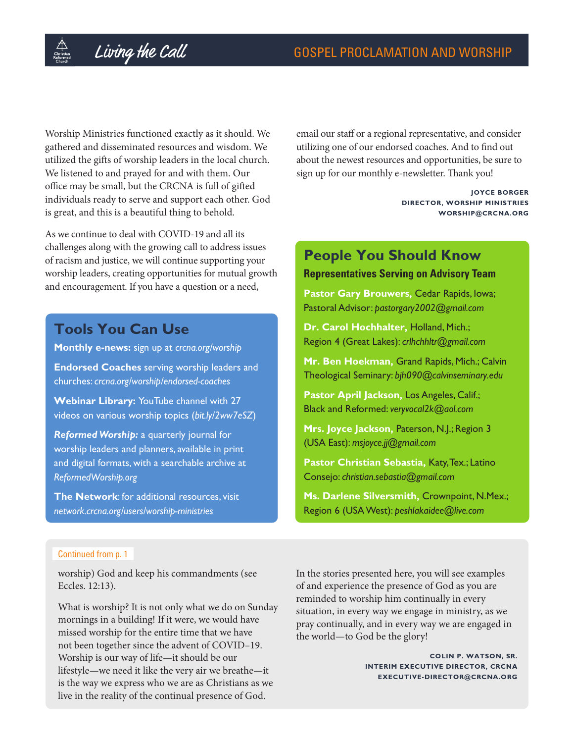Worship Ministries functioned exactly as it should. We gathered and disseminated resources and wisdom. We utilized the gifts of worship leaders in the local church. We listened to and prayed for and with them. Our office may be small, but the CRCNA is full of gifted individuals ready to serve and support each other. God is great, and this is a beautiful thing to behold.

As we continue to deal with COVID-19 and all its challenges along with the growing call to address issues of racism and justice, we will continue supporting your worship leaders, creating opportunities for mutual growth and encouragement. If you have a question or a need, email our staff or a regional representative, and consider utilizing one of our endorsed coaches. And to find out about the newest resources and opportunities, be sure to sign up for our monthly e-newsletter. Thank you!

**JOYCE BORGER**
**DIRECTOR, WORSHIP MINISTRIES**
**WORSHIP@CRCNA.ORG**

## Tools You Can Use

**Monthly e-news:** sign up at *crcna.org/worship*

**Endorsed Coaches** serving worship leaders and churches: *crcna.org/worship/endorsed-coaches*

**Webinar Library:** YouTube channel with 27 videos on various worship topics (*bit.ly/2ww7eSZ*)

***Reformed Worship:*** a quarterly journal for worship leaders and planners, available in print and digital formats, with a searchable archive at *ReformedWorship.org*

**The Network**: for additional resources, visit *network.crcna.org/users/worship-ministries*

## People You Should Know

### Representatives Serving on Advisory Team

**Pastor Gary Brouwers,** Cedar Rapids, Iowa; Pastoral Advisor: *pastorgary2002@gmail.com*

**Dr. Carol Hochhalter,** Holland, Mich.; Region 4 (Great Lakes): *crlhchhltr@gmail.com*

**Mr. Ben Hoekman,** Grand Rapids, Mich.; Calvin Theological Seminary: *bjh090@calvinseminary.edu*

**Pastor April Jackson,** Los Angeles, Calif.; Black and Reformed: *veryvocal2k@aol.com*

**Mrs. Joyce Jackson,** Paterson, N.J.; Region 3 (USA East): *msjoyce.jj@gmail.com*

**Pastor Christian Sebastia,** Katy, Tex.; Latino Consejo: *christian.sebastia@gmail.com*

**Ms. Darlene Silversmith,** Crownpoint, N.Mex.; Region 6 (USA West): *peshlakaidee@live.com*

Continued from p. 1

worship) God and keep his commandments (see Eccles. 12:13).

What is worship? It is not only what we do on Sunday mornings in a building! If it were, we would have missed worship for the entire time that we have not been together since the advent of COVID–19. Worship is our way of life—it should be our lifestyle—we need it like the very air we breathe—it is the way we express who we are as Christians as we live in the reality of the continual presence of God.

In the stories presented here, you will see examples of and experience the presence of God as you are reminded to worship him continually in every situation, in every way we engage in ministry, as we pray continually, and in every way we are engaged in the world—to God be the glory!

**COLIN P. WATSON, SR.**
**INTERIM EXECUTIVE DIRECTOR, CRCNA**
**EXECUTIVE-DIRECTOR@CRCNA.ORG**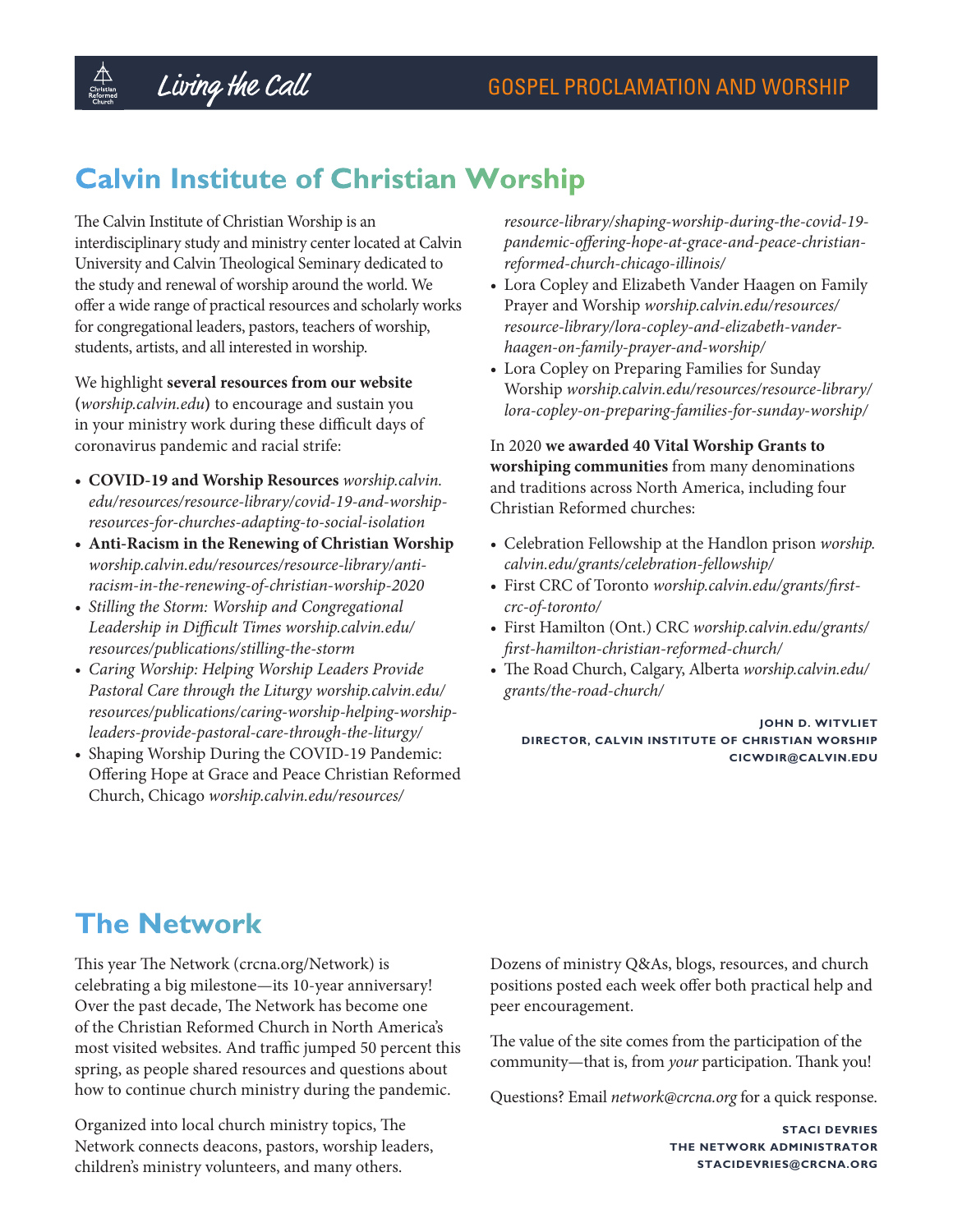# Calvin Institute of Christian Worship

The Calvin Institute of Christian Worship is an interdisciplinary study and ministry center located at Calvin University and Calvin Theological Seminary dedicated to the study and renewal of worship around the world. We offer a wide range of practical resources and scholarly works for congregational leaders, pastors, teachers of worship, students, artists, and all interested in worship.

We highlight **several resources from our website (***worship.calvin.edu***)** to encourage and sustain you in your ministry work during these difficult days of coronavirus pandemic and racial strife:

- **COVID-19 and Worship Resources** *worship.calvin.edu/resources/resource-library/covid-19-and-worship-resources-for-churches-adapting-to-social-isolation*
- **Anti-Racism in the Renewing of Christian Worship** *worship.calvin.edu/resources/resource-library/anti-racism-in-the-renewing-of-christian-worship-2020*
- *Stilling the Storm: Worship and Congregational Leadership in Difficult Times worship.calvin.edu/resources/publications/stilling-the-storm*
- *Caring Worship: Helping Worship Leaders Provide Pastoral Care through the Liturgy worship.calvin.edu/resources/publications/caring-worship-helping-worship-leaders-provide-pastoral-care-through-the-liturgy/*
- Shaping Worship During the COVID-19 Pandemic: Offering Hope at Grace and Peace Christian Reformed Church, Chicago *worship.calvin.edu/resources/resource-library/shaping-worship-during-the-covid-19-pandemic-offering-hope-at-grace-and-peace-christian-reformed-church-chicago-illinois/*
- Lora Copley and Elizabeth Vander Haagen on Family Prayer and Worship *worship.calvin.edu/resources/resource-library/lora-copley-and-elizabeth-vander-haagen-on-family-prayer-and-worship/*
- Lora Copley on Preparing Families for Sunday Worship *worship.calvin.edu/resources/resource-library/lora-copley-on-preparing-families-for-sunday-worship/*

In 2020 **we awarded 40 Vital Worship Grants to worshiping communities** from many denominations and traditions across North America, including four Christian Reformed churches:

- Celebration Fellowship at the Handlon prison *worship.calvin.edu/grants/celebration-fellowship/*
- First CRC of Toronto *worship.calvin.edu/grants/first-crc-of-toronto/*
- First Hamilton (Ont.) CRC *worship.calvin.edu/grants/first-hamilton-christian-reformed-church/*
- The Road Church, Calgary, Alberta *worship.calvin.edu/grants/the-road-church/*

**JOHN D. WITVLIET**
**DIRECTOR, CALVIN INSTITUTE OF CHRISTIAN WORSHIP**
**CICWDIR@CALVIN.EDU**

# The Network

This year The Network (crcna.org/Network) is celebrating a big milestone—its 10-year anniversary! Over the past decade, The Network has become one of the Christian Reformed Church in North America's most visited websites. And traffic jumped 50 percent this spring, as people shared resources and questions about how to continue church ministry during the pandemic.

Organized into local church ministry topics, The Network connects deacons, pastors, worship leaders, children's ministry volunteers, and many others.

Dozens of ministry Q&As, blogs, resources, and church positions posted each week offer both practical help and peer encouragement.

The value of the site comes from the participation of the community—that is, from *your* participation. Thank you!

Questions? Email *network@crcna.org* for a quick response.

**STACI DEVRIES**
**THE NETWORK ADMINISTRATOR**
**STACIDEVRIES@CRCNA.ORG**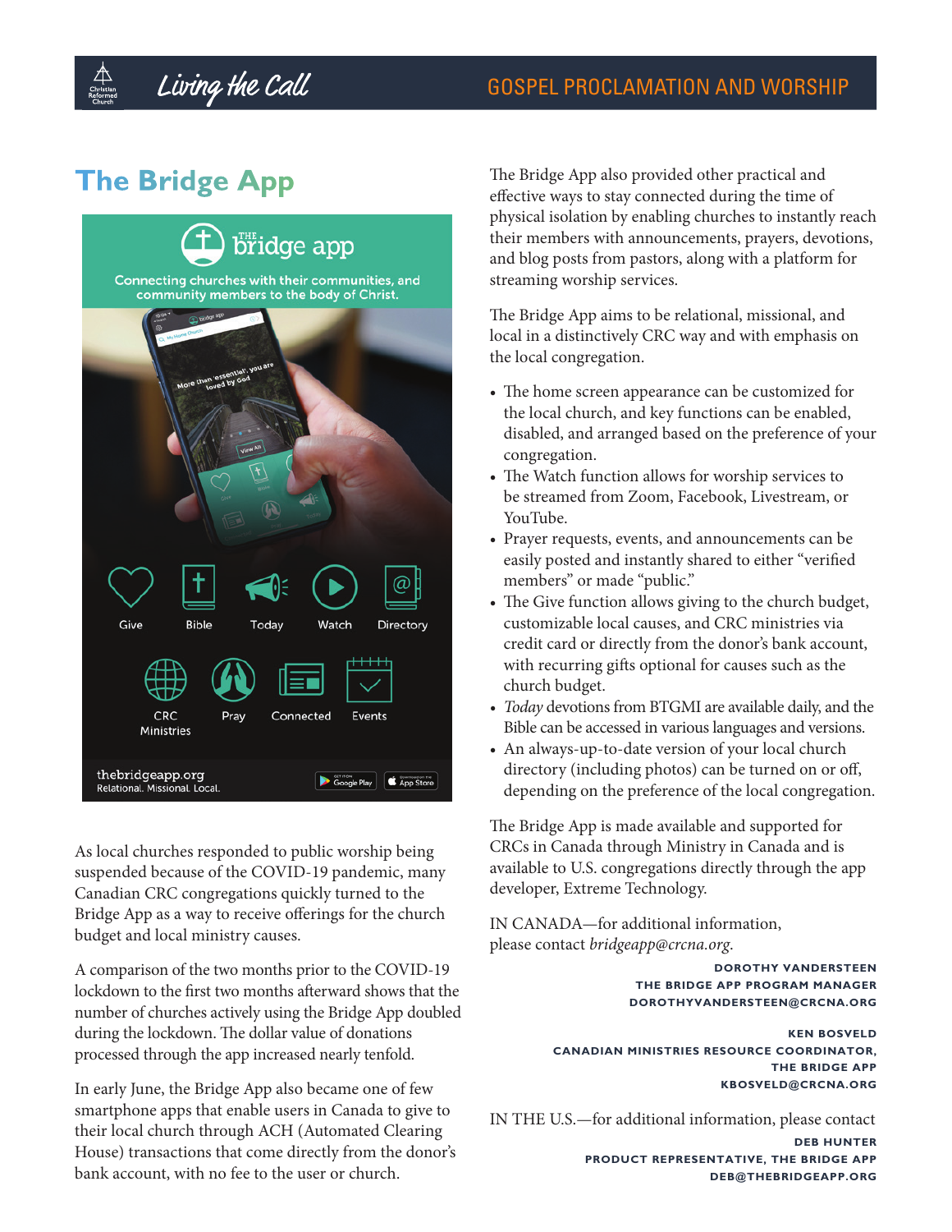## The Bridge App

As local churches responded to public worship being suspended because of the COVID-19 pandemic, many Canadian CRC congregations quickly turned to the Bridge App as a way to receive offerings for the church budget and local ministry causes.

A comparison of the two months prior to the COVID-19 lockdown to the first two months afterward shows that the number of churches actively using the Bridge App doubled during the lockdown. The dollar value of donations processed through the app increased nearly tenfold.

In early June, the Bridge App also became one of few smartphone apps that enable users in Canada to give to their local church through ACH (Automated Clearing House) transactions that come directly from the donor's bank account, with no fee to the user or church.

The Bridge App also provided other practical and effective ways to stay connected during the time of physical isolation by enabling churches to instantly reach their members with announcements, prayers, devotions, and blog posts from pastors, along with a platform for streaming worship services.

The Bridge App aims to be relational, missional, and local in a distinctively CRC way and with emphasis on the local congregation.

- The home screen appearance can be customized for the local church, and key functions can be enabled, disabled, and arranged based on the preference of your congregation.
- The Watch function allows for worship services to be streamed from Zoom, Facebook, Livestream, or YouTube.
- Prayer requests, events, and announcements can be easily posted and instantly shared to either "verified members" or made "public."
- The Give function allows giving to the church budget, customizable local causes, and CRC ministries via credit card or directly from the donor's bank account, with recurring gifts optional for causes such as the church budget.
- *Today* devotions from BTGMI are available daily, and the Bible can be accessed in various languages and versions.
- An always-up-to-date version of your local church directory (including photos) can be turned on or off, depending on the preference of the local congregation.

The Bridge App is made available and supported for CRCs in Canada through Ministry in Canada and is available to U.S. congregations directly through the app developer, Extreme Technology.

IN CANADA—for additional information, please contact *bridgeapp@crcna.org*.

**DOROTHY VANDERSTEEN**
**THE BRIDGE APP PROGRAM MANAGER**
**DOROTHYVANDERSTEEN@CRCNA.ORG**

**KEN BOSVELD**
**CANADIAN MINISTRIES RESOURCE COORDINATOR, THE BRIDGE APP**
**KBOSVELD@CRCNA.ORG**

IN THE U.S.—for additional information, please contact

**DEB HUNTER**
**PRODUCT REPRESENTATIVE, THE BRIDGE APP**
**DEB@THEBRIDGEAPP.ORG**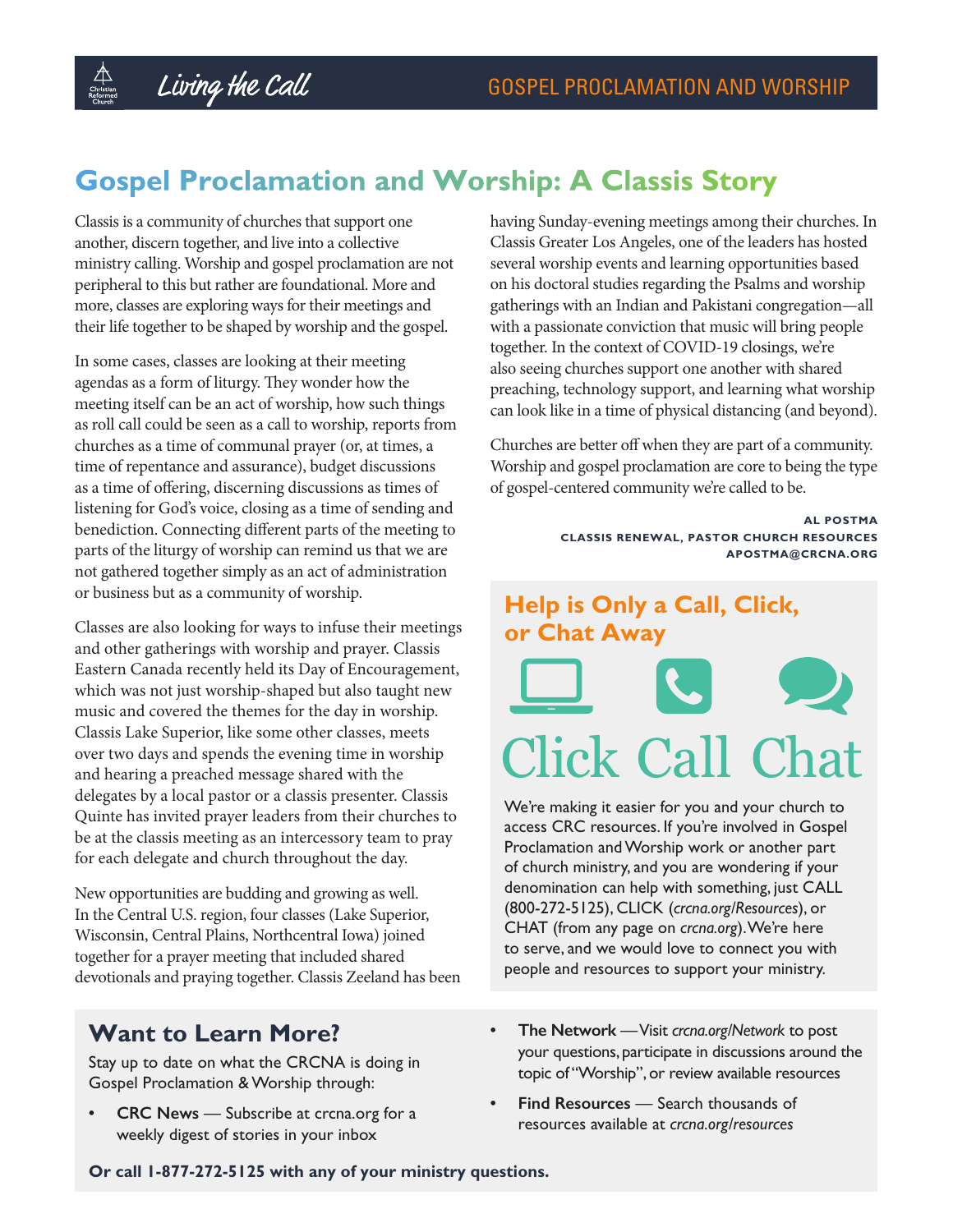# Gospel Proclamation and Worship: A Classis Story

Classis is a community of churches that support one another, discern together, and live into a collective ministry calling. Worship and gospel proclamation are not peripheral to this but rather are foundational. More and more, classes are exploring ways for their meetings and their life together to be shaped by worship and the gospel.

In some cases, classes are looking at their meeting agendas as a form of liturgy. They wonder how the meeting itself can be an act of worship, how such things as roll call could be seen as a call to worship, reports from churches as a time of communal prayer (or, at times, a time of repentance and assurance), budget discussions as a time of offering, discerning discussions as times of listening for God's voice, closing as a time of sending and benediction. Connecting different parts of the meeting to parts of the liturgy of worship can remind us that we are not gathered together simply as an act of administration or business but as a community of worship.

Classes are also looking for ways to infuse their meetings and other gatherings with worship and prayer. Classis Eastern Canada recently held its Day of Encouragement, which was not just worship-shaped but also taught new music and covered the themes for the day in worship. Classis Lake Superior, like some other classes, meets over two days and spends the evening time in worship and hearing a preached message shared with the delegates by a local pastor or a classis presenter. Classis Quinte has invited prayer leaders from their churches to be at the classis meeting as an intercessory team to pray for each delegate and church throughout the day.

New opportunities are budding and growing as well. In the Central U.S. region, four classes (Lake Superior, Wisconsin, Central Plains, Northcentral Iowa) joined together for a prayer meeting that included shared devotionals and praying together. Classis Zeeland has been having Sunday-evening meetings among their churches. In Classis Greater Los Angeles, one of the leaders has hosted several worship events and learning opportunities based on his doctoral studies regarding the Psalms and worship gatherings with an Indian and Pakistani congregation—all with a passionate conviction that music will bring people together. In the context of COVID-19 closings, we're also seeing churches support one another with shared preaching, technology support, and learning what worship can look like in a time of physical distancing (and beyond).

Churches are better off when they are part of a community. Worship and gospel proclamation are core to being the type of gospel-centered community we're called to be.

**AL POSTMA**
**CLASSIS RENEWAL, PASTOR CHURCH RESOURCES**
**APOSTMA@CRCNA.ORG**

## Help is Only a Call, Click, or Chat Away

Click Call Chat

We're making it easier for you and your church to access CRC resources. If you're involved in Gospel Proclamation and Worship work or another part of church ministry, and you are wondering if your denomination can help with something, just CALL (800-272-5125), CLICK (*crcna.org/Resources*), or CHAT (from any page on *crcna.org*). We're here to serve, and we would love to connect you with people and resources to support your ministry.

## Want to Learn More?

Stay up to date on what the CRCNA is doing in Gospel Proclamation & Worship through:

- **CRC News** — Subscribe at crcna.org for a weekly digest of stories in your inbox
- **The Network** — Visit *crcna.org/Network* to post your questions, participate in discussions around the topic of "Worship", or review available resources
- **Find Resources** — Search thousands of resources available at *crcna.org/resources*

**Or call 1-877-272-5125 with any of your ministry questions.**